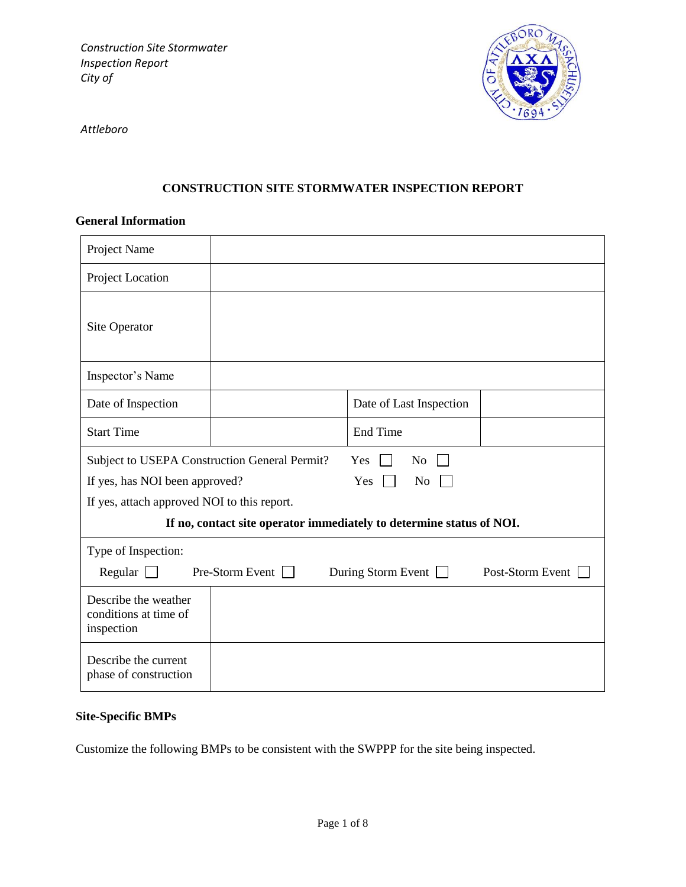*Construction Site Stormwater Inspection Report City of*

*Attleboro*

# CONSTRUCTION SITE STORMWATER INSPECTION REPORT

## General Information

| Project Name | | | |
|---|---|---|---|
| Project Location | | | |
| Site Operator | | | |
| Inspector's Name | | | |
| Date of Inspection | | Date of Last Inspection | |
| Start Time | | End Time | |

Subject to USEPA Construction General Permit? Yes ☐ No ☐

If yes, has NOI been approved? Yes ☐ No ☐

If yes, attach approved NOI to this report.

**If no, contact site operator immediately to determine status of NOI.**

Type of Inspection:

Regular ☐ Pre-Storm Event ☐ During Storm Event ☐ Post-Storm Event ☐

| Describe the weather conditions at time of inspection | |
|---|---|
| Describe the current phase of construction | |

## Site-Specific BMPs

Customize the following BMPs to be consistent with the SWPPP for the site being inspected.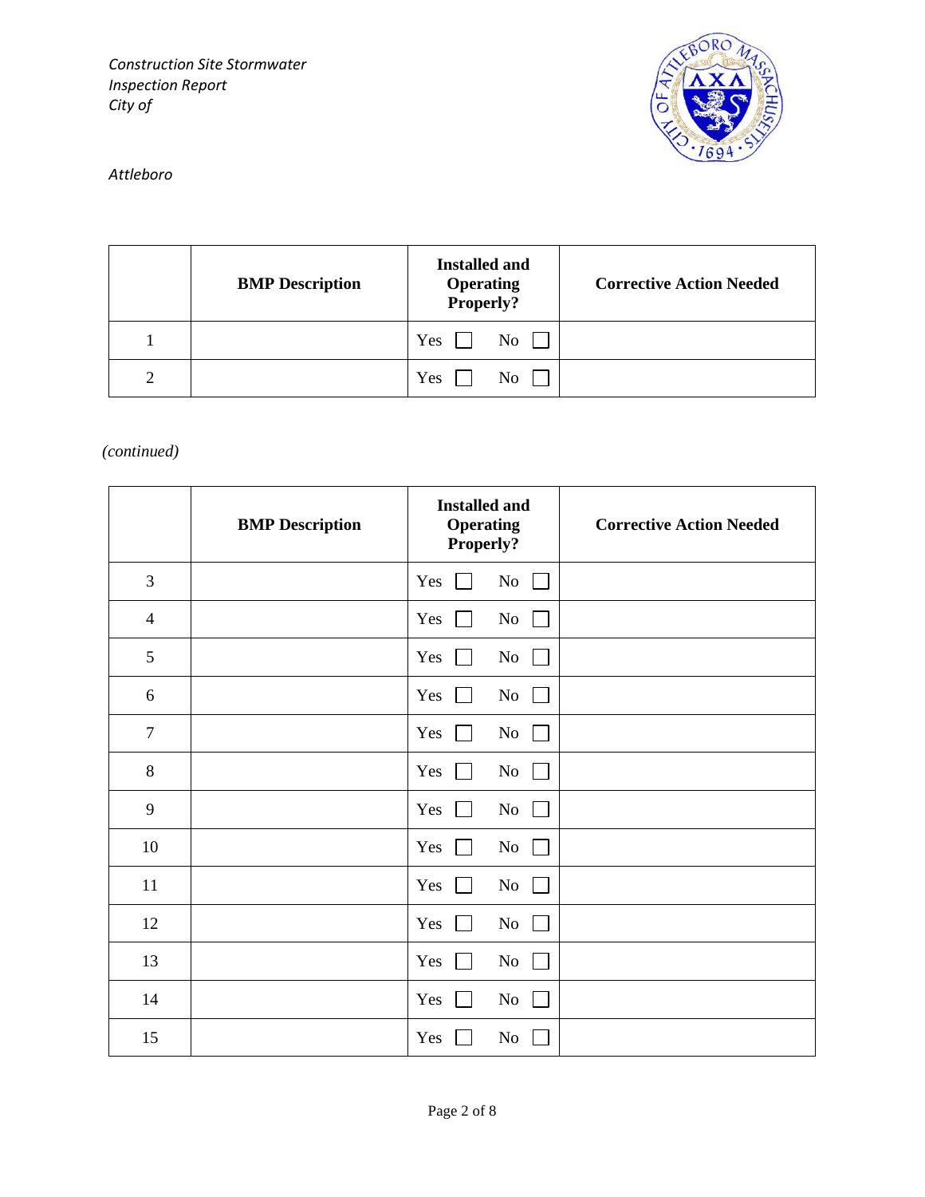| | BMP Description | Installed and Operating Properly? | Corrective Action Needed |
|---|---|---|---|
| 1 | | Yes ☐ No ☐ | |
| 2 | | Yes ☐ No ☐ | |

*(continued)*

| | BMP Description | Installed and Operating Properly? | Corrective Action Needed |
|---|---|---|---|
| 3 | | Yes ☐ No ☐ | |
| 4 | | Yes ☐ No ☐ | |
| 5 | | Yes ☐ No ☐ | |
| 6 | | Yes ☐ No ☐ | |
| 7 | | Yes ☐ No ☐ | |
| 8 | | Yes ☐ No ☐ | |
| 9 | | Yes ☐ No ☐ | |
| 10 | | Yes ☐ No ☐ | |
| 11 | | Yes ☐ No ☐ | |
| 12 | | Yes ☐ No ☐ | |
| 13 | | Yes ☐ No ☐ | |
| 14 | | Yes ☐ No ☐ | |
| 15 | | Yes ☐ No ☐ | |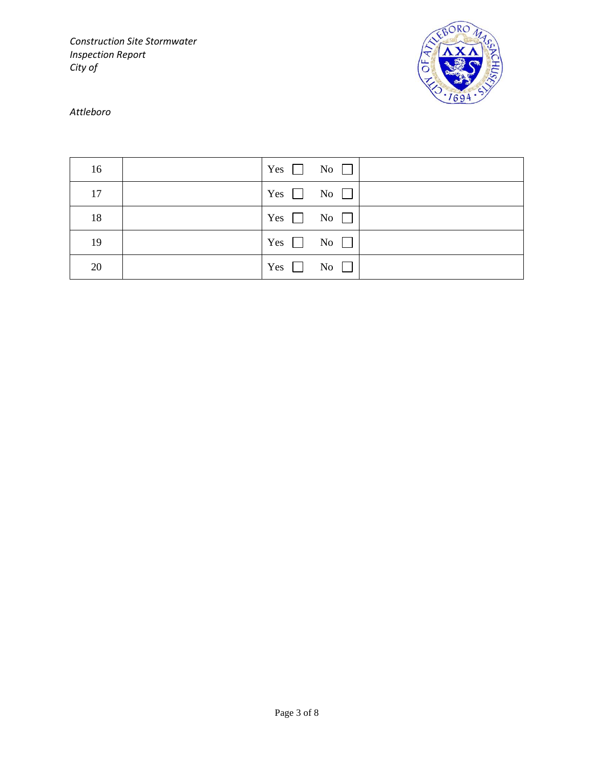| 16 |  | Yes ☐ No ☐ |  |
|---|---|---|---|
| 17 |  | Yes ☐ No ☐ |  |
| 18 |  | Yes ☐ No ☐ |  |
| 19 |  | Yes ☐ No ☐ |  |
| 20 |  | Yes ☐ No ☐ |  |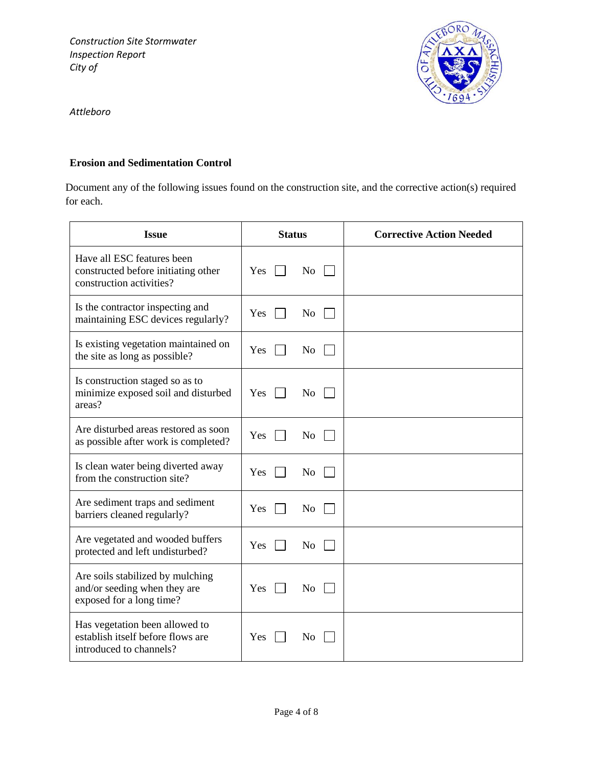*Construction Site Stormwater Inspection Report*
*City of Attleboro*

**Erosion and Sedimentation Control**

Document any of the following issues found on the construction site, and the corrective action(s) required for each.

| Issue | Status | Corrective Action Needed |
|---|---|---|
| Have all ESC features been constructed before initiating other construction activities? | Yes ☐ No ☐ | |
| Is the contractor inspecting and maintaining ESC devices regularly? | Yes ☐ No ☐ | |
| Is existing vegetation maintained on the site as long as possible? | Yes ☐ No ☐ | |
| Is construction staged so as to minimize exposed soil and disturbed areas? | Yes ☐ No ☐ | |
| Are disturbed areas restored as soon as possible after work is completed? | Yes ☐ No ☐ | |
| Is clean water being diverted away from the construction site? | Yes ☐ No ☐ | |
| Are sediment traps and sediment barriers cleaned regularly? | Yes ☐ No ☐ | |
| Are vegetated and wooded buffers protected and left undisturbed? | Yes ☐ No ☐ | |
| Are soils stabilized by mulching and/or seeding when they are exposed for a long time? | Yes ☐ No ☐ | |
| Has vegetation been allowed to establish itself before flows are introduced to channels? | Yes ☐ No ☐ | |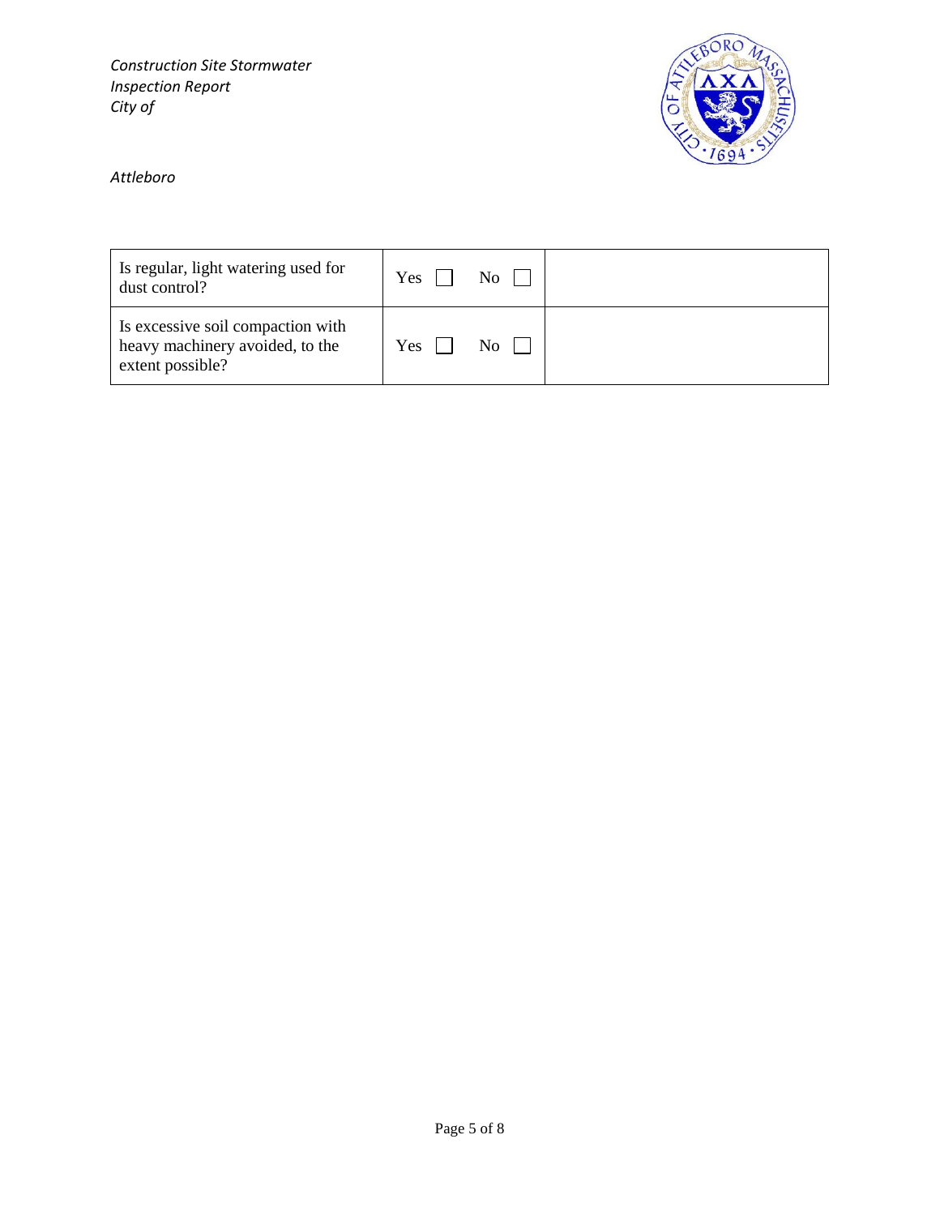| | | |
|---|---|---|
| Is regular, light watering used for dust control? | Yes ☐ No ☐ | |
| Is excessive soil compaction with heavy machinery avoided, to the extent possible? | Yes ☐ No ☐ | |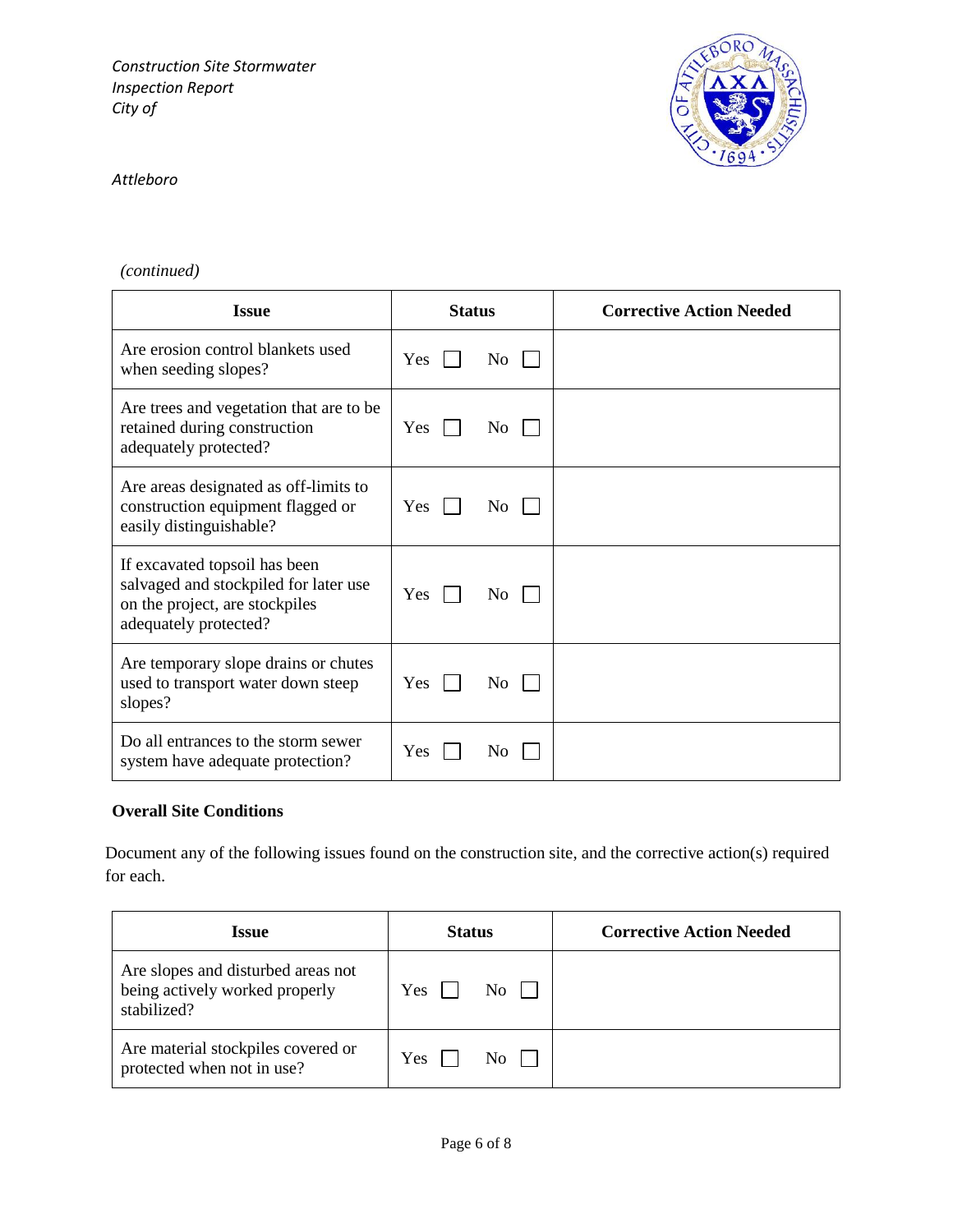*(continued)*

| Issue | Status | Corrective Action Needed |
|---|---|---|
| Are erosion control blankets used when seeding slopes? | Yes ☐ No ☐ | |
| Are trees and vegetation that are to be retained during construction adequately protected? | Yes ☐ No ☐ | |
| Are areas designated as off-limits to construction equipment flagged or easily distinguishable? | Yes ☐ No ☐ | |
| If excavated topsoil has been salvaged and stockpiled for later use on the project, are stockpiles adequately protected? | Yes ☐ No ☐ | |
| Are temporary slope drains or chutes used to transport water down steep slopes? | Yes ☐ No ☐ | |
| Do all entrances to the storm sewer system have adequate protection? | Yes ☐ No ☐ | |

**Overall Site Conditions**

Document any of the following issues found on the construction site, and the corrective action(s) required for each.

| Issue | Status | Corrective Action Needed |
|---|---|---|
| Are slopes and disturbed areas not being actively worked properly stabilized? | Yes ☐ No ☐ | |
| Are material stockpiles covered or protected when not in use? | Yes ☐ No ☐ | |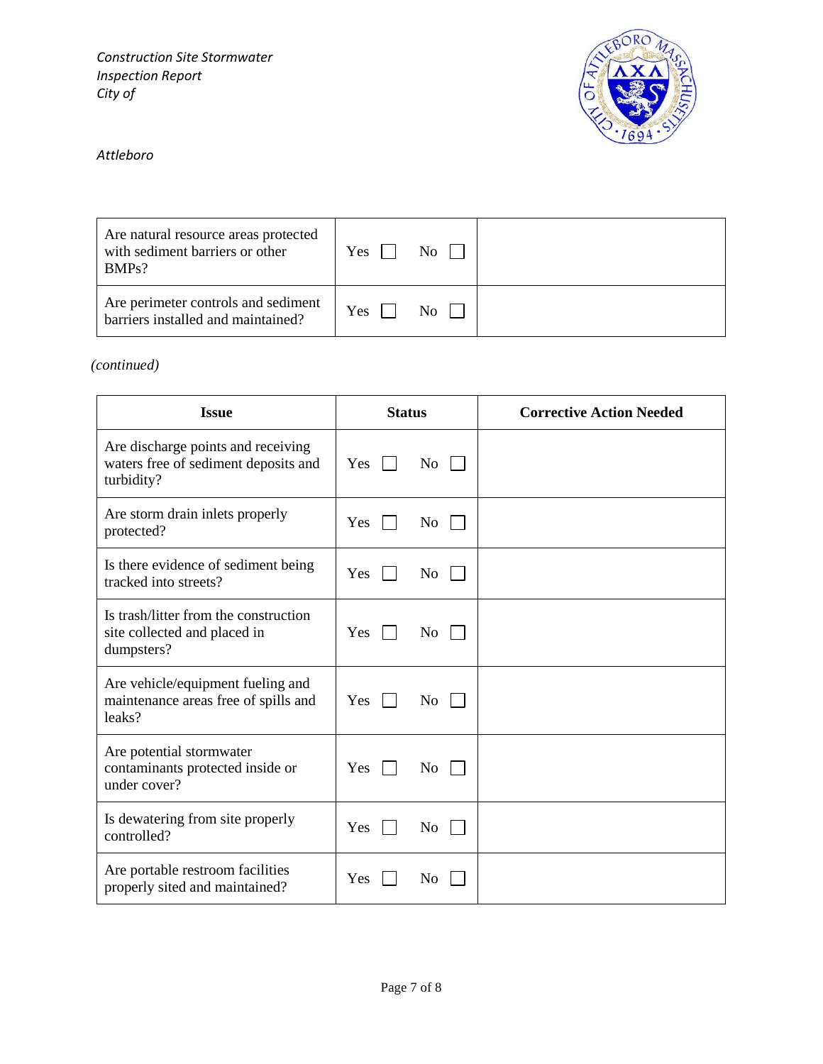| Are natural resource areas protected with sediment barriers or other BMPs? | Yes ☐ No ☐ | |
|---|---|---|
| Are perimeter controls and sediment barriers installed and maintained? | Yes ☐ No ☐ | |

*(continued)*

| Issue | Status | Corrective Action Needed |
|---|---|---|
| Are discharge points and receiving waters free of sediment deposits and turbidity? | Yes ☐ No ☐ | |
| Are storm drain inlets properly protected? | Yes ☐ No ☐ | |
| Is there evidence of sediment being tracked into streets? | Yes ☐ No ☐ | |
| Is trash/litter from the construction site collected and placed in dumpsters? | Yes ☐ No ☐ | |
| Are vehicle/equipment fueling and maintenance areas free of spills and leaks? | Yes ☐ No ☐ | |
| Are potential stormwater contaminants protected inside or under cover? | Yes ☐ No ☐ | |
| Is dewatering from site properly controlled? | Yes ☐ No ☐ | |
| Are portable restroom facilities properly sited and maintained? | Yes ☐ No ☐ | |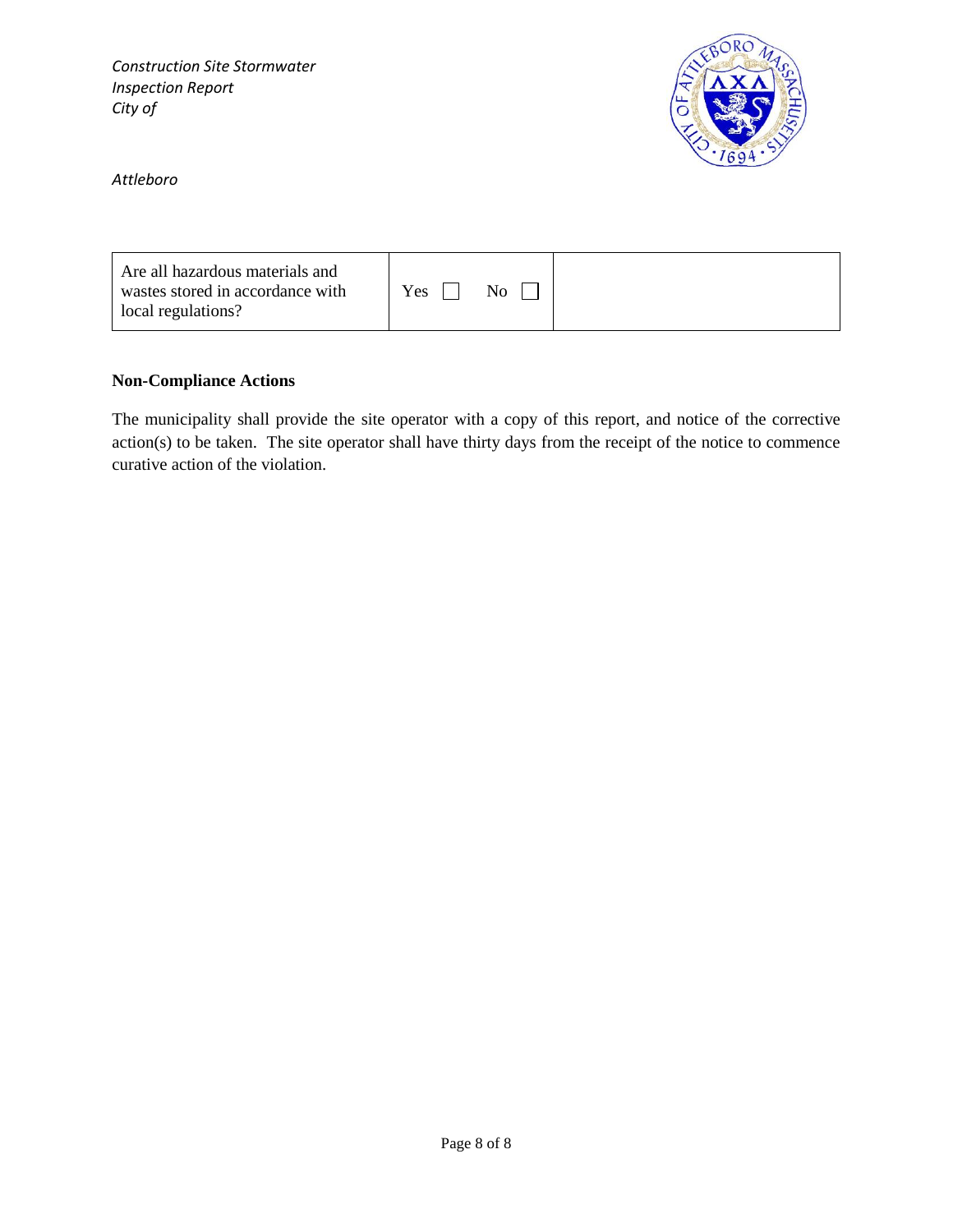| | | |
|---|---|---|
| Are all hazardous materials and wastes stored in accordance with local regulations? | Yes ☐ No ☐ | |

**Non-Compliance Actions**

The municipality shall provide the site operator with a copy of this report, and notice of the corrective action(s) to be taken. The site operator shall have thirty days from the receipt of the notice to commence curative action of the violation.